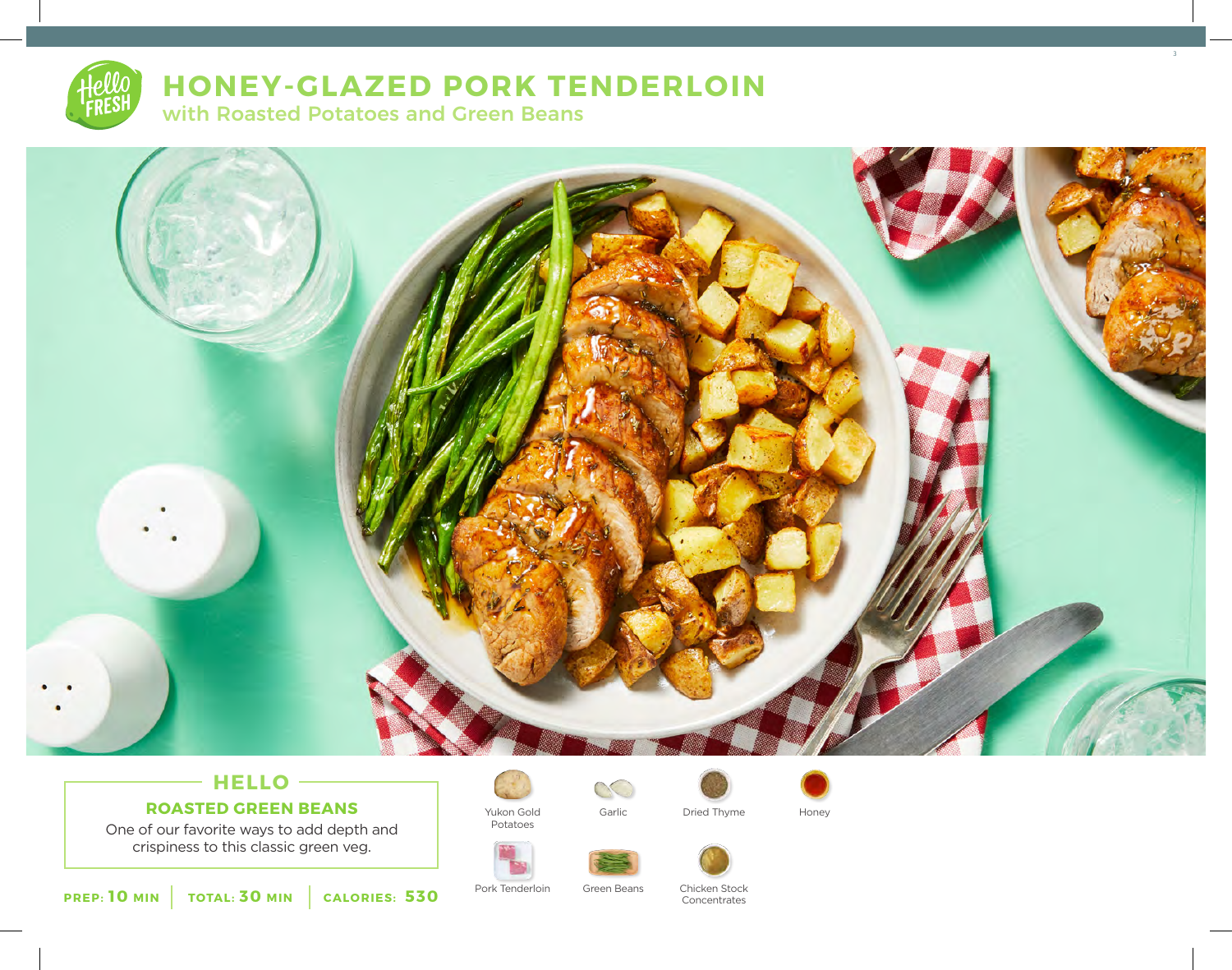# HONEY-GLAZED PORK TENDERLOIN

## with Roasted Potatoes and Green Beans

### HELLO

**ROASTED GREEN BEANS**

One of our favorite ways to add depth and crispiness to this classic green veg.

**PREP: 10 MIN** | **TOTAL: 30 MIN** | **CALORIES: 530**

- Yukon Gold Potatoes
- Garlic
- Dried Thyme
- Honey
- Pork Tenderloin
- Green Beans
- Chicken Stock Concentrates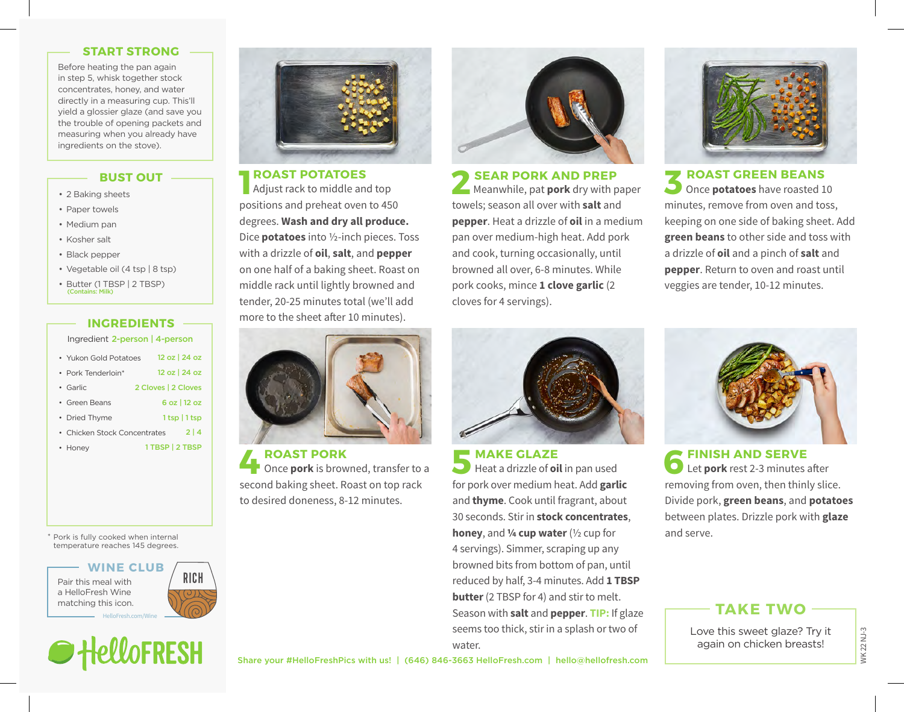## START STRONG

Before heating the pan again in step 5, whisk together stock concentrates, honey, and water directly in a measuring cup. This'll yield a glossier glaze (and save you the trouble of opening packets and measuring when you already have ingredients on the stove).

## BUST OUT

- 2 Baking sheets
- Paper towels
- Medium pan
- Kosher salt
- Black pepper
- Vegetable oil (4 tsp | 8 tsp)
- Butter (1 TBSP | 2 TBSP) (Contains: Milk)

## INGREDIENTS

| Ingredient | 2-person \| 4-person |
| --- | --- |
| Yukon Gold Potatoes | 12 oz \| 24 oz |
| Pork Tenderloin* | 12 oz \| 24 oz |
| Garlic | 2 Cloves \| 2 Cloves |
| Green Beans | 6 oz \| 12 oz |
| Dried Thyme | 1 tsp \| 1 tsp |
| Chicken Stock Concentrates | 2 \| 4 |
| Honey | 1 TBSP \| 2 TBSP |

\* Pork is fully cooked when internal temperature reaches 145 degrees.

## WINE CLUB

Pair this meal with a HelloFresh Wine matching this icon.

RICH

HelloFresh.com/Wine

HelloFRESH

## 1 ROAST POTATOES

Adjust rack to middle and top positions and preheat oven to 450 degrees. **Wash and dry all produce.** Dice **potatoes** into ½-inch pieces. Toss with a drizzle of **oil**, **salt**, and **pepper** on one half of a baking sheet. Roast on middle rack until lightly browned and tender, 20-25 minutes total (we'll add more to the sheet after 10 minutes).

## 2 SEAR PORK AND PREP

Meanwhile, pat **pork** dry with paper towels; season all over with **salt** and **pepper**. Heat a drizzle of **oil** in a medium pan over medium-high heat. Add pork and cook, turning occasionally, until browned all over, 6-8 minutes. While pork cooks, mince **1 clove garlic** (2 cloves for 4 servings).

## 3 ROAST GREEN BEANS

Once **potatoes** have roasted 10 minutes, remove from oven and toss, keeping on one side of baking sheet. Add **green beans** to other side and toss with a drizzle of **oil** and a pinch of **salt** and **pepper**. Return to oven and roast until veggies are tender, 10-12 minutes.

## 4 ROAST PORK

Once **pork** is browned, transfer to a second baking sheet. Roast on top rack to desired doneness, 8-12 minutes.

## 5 MAKE GLAZE

Heat a drizzle of **oil** in pan used for pork over medium heat. Add **garlic** and **thyme**. Cook until fragrant, about 30 seconds. Stir in **stock concentrates**, **honey**, and **¼ cup water** (½ cup for 4 servings). Simmer, scraping up any browned bits from bottom of pan, until reduced by half, 3-4 minutes. Add **1 TBSP butter** (2 TBSP for 4) and stir to melt. Season with **salt** and **pepper**. **TIP:** If glaze seems too thick, stir in a splash or two of water.

## 6 FINISH AND SERVE

Let **pork** rest 2-3 minutes after removing from oven, then thinly slice. Divide pork, **green beans**, and **potatoes** between plates. Drizzle pork with **glaze** and serve.

## TAKE TWO

Love this sweet glaze? Try it again on chicken breasts!

Share your #HelloFreshPics with us! | (646) 846-3663 HelloFresh.com | hello@hellofresh.com

WK 22 NJ-3